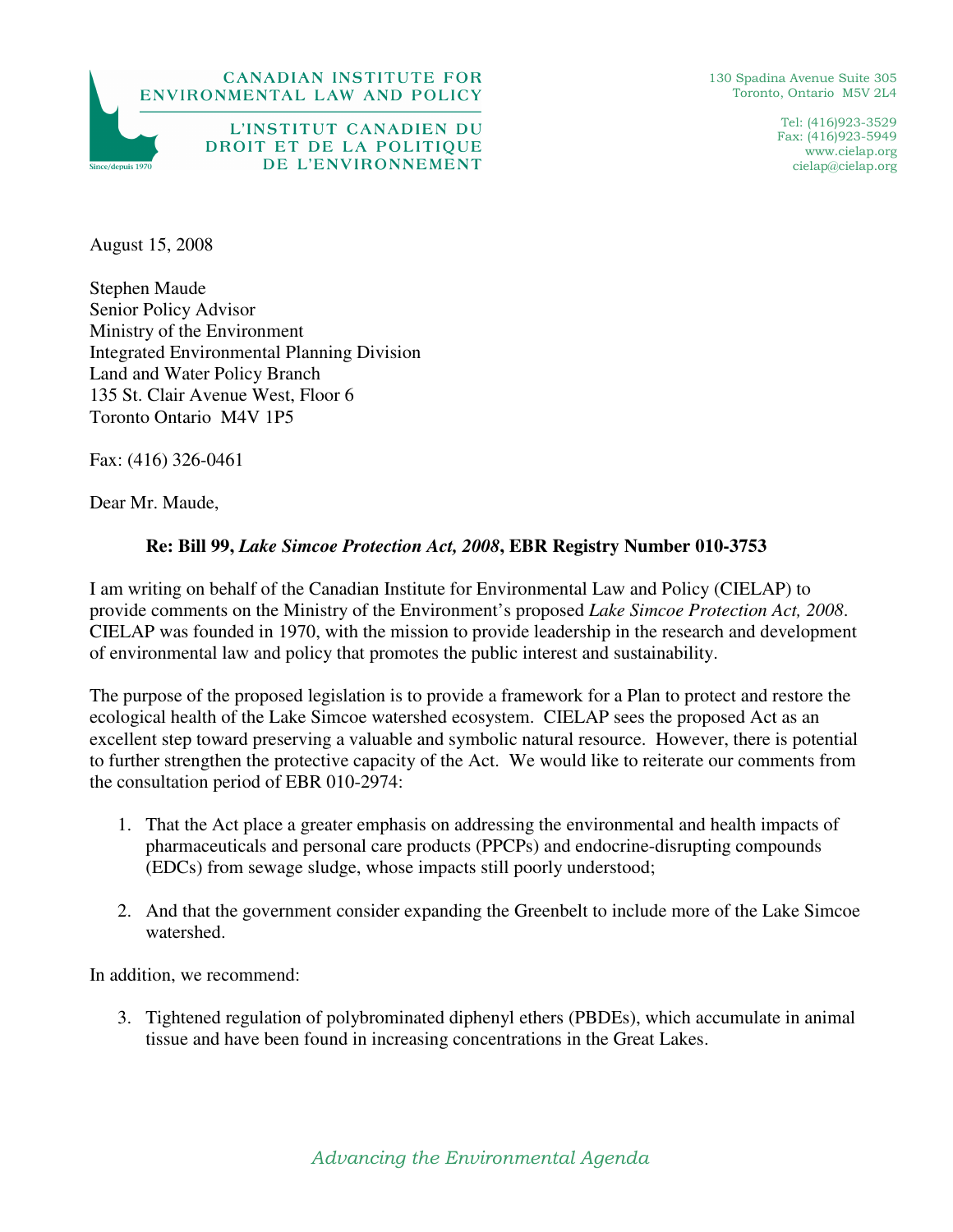CANADIAN INSTITUTE FOR ENVIRONMENTAL LAW AND POLICY

L'INSTITUT CANADIEN DU DROIT ET DE LA POLITIQUE DE L'ENVIRONNEMENT

Since/depuis 1970

130 Spadina Avenue Suite 305
Toronto, Ontario M5V 2L4

Tel: (416)923-3529
Fax: (416)923-5949
www.cielap.org
cielap@cielap.org

August 15, 2008

Stephen Maude
Senior Policy Advisor
Ministry of the Environment
Integrated Environmental Planning Division
Land and Water Policy Branch
135 St. Clair Avenue West, Floor 6
Toronto Ontario M4V 1P5

Fax: (416) 326-0461

Dear Mr. Maude,

**Re: Bill 99, *Lake Simcoe Protection Act, 2008*, EBR Registry Number 010-3753**

I am writing on behalf of the Canadian Institute for Environmental Law and Policy (CIELAP) to provide comments on the Ministry of the Environment's proposed *Lake Simcoe Protection Act, 2008*. CIELAP was founded in 1970, with the mission to provide leadership in the research and development of environmental law and policy that promotes the public interest and sustainability.

The purpose of the proposed legislation is to provide a framework for a Plan to protect and restore the ecological health of the Lake Simcoe watershed ecosystem. CIELAP sees the proposed Act as an excellent step toward preserving a valuable and symbolic natural resource. However, there is potential to further strengthen the protective capacity of the Act. We would like to reiterate our comments from the consultation period of EBR 010-2974:

1. That the Act place a greater emphasis on addressing the environmental and health impacts of pharmaceuticals and personal care products (PPCPs) and endocrine-disrupting compounds (EDCs) from sewage sludge, whose impacts still poorly understood;

2. And that the government consider expanding the Greenbelt to include more of the Lake Simcoe watershed.

In addition, we recommend:

3. Tightened regulation of polybrominated diphenyl ethers (PBDEs), which accumulate in animal tissue and have been found in increasing concentrations in the Great Lakes.

*Advancing the Environmental Agenda*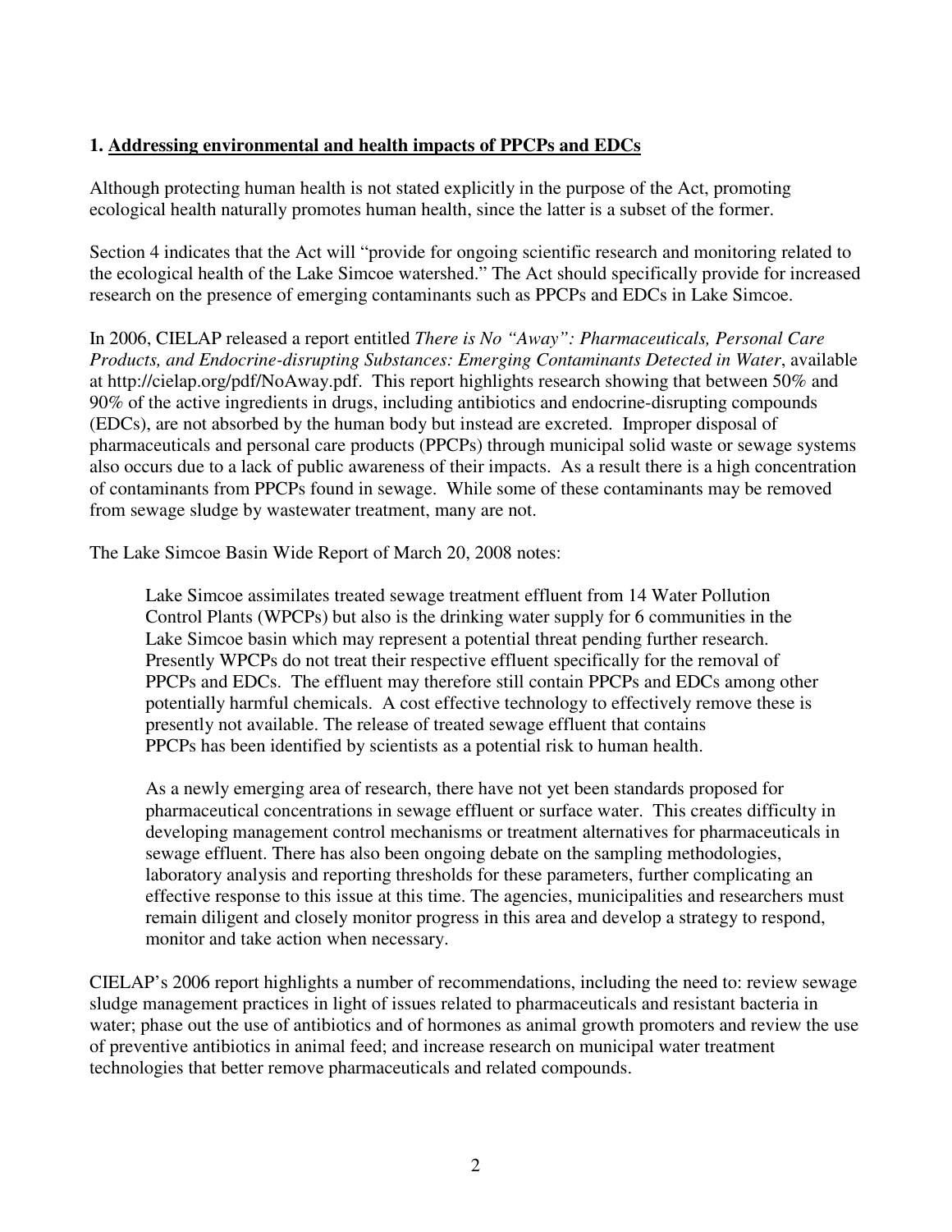## 1. Addressing environmental and health impacts of PPCPs and EDCs

Although protecting human health is not stated explicitly in the purpose of the Act, promoting ecological health naturally promotes human health, since the latter is a subset of the former.

Section 4 indicates that the Act will "provide for ongoing scientific research and monitoring related to the ecological health of the Lake Simcoe watershed." The Act should specifically provide for increased research on the presence of emerging contaminants such as PPCPs and EDCs in Lake Simcoe.

In 2006, CIELAP released a report entitled *There is No "Away": Pharmaceuticals, Personal Care Products, and Endocrine-disrupting Substances: Emerging Contaminants Detected in Water*, available at http://cielap.org/pdf/NoAway.pdf. This report highlights research showing that between 50% and 90% of the active ingredients in drugs, including antibiotics and endocrine-disrupting compounds (EDCs), are not absorbed by the human body but instead are excreted. Improper disposal of pharmaceuticals and personal care products (PPCPs) through municipal solid waste or sewage systems also occurs due to a lack of public awareness of their impacts. As a result there is a high concentration of contaminants from PPCPs found in sewage. While some of these contaminants may be removed from sewage sludge by wastewater treatment, many are not.

The Lake Simcoe Basin Wide Report of March 20, 2008 notes:

> Lake Simcoe assimilates treated sewage treatment effluent from 14 Water Pollution Control Plants (WPCPs) but also is the drinking water supply for 6 communities in the Lake Simcoe basin which may represent a potential threat pending further research. Presently WPCPs do not treat their respective effluent specifically for the removal of PPCPs and EDCs. The effluent may therefore still contain PPCPs and EDCs among other potentially harmful chemicals. A cost effective technology to effectively remove these is presently not available. The release of treated sewage effluent that contains PPCPs has been identified by scientists as a potential risk to human health.
>
> As a newly emerging area of research, there have not yet been standards proposed for pharmaceutical concentrations in sewage effluent or surface water. This creates difficulty in developing management control mechanisms or treatment alternatives for pharmaceuticals in sewage effluent. There has also been ongoing debate on the sampling methodologies, laboratory analysis and reporting thresholds for these parameters, further complicating an effective response to this issue at this time. The agencies, municipalities and researchers must remain diligent and closely monitor progress in this area and develop a strategy to respond, monitor and take action when necessary.

CIELAP's 2006 report highlights a number of recommendations, including the need to: review sewage sludge management practices in light of issues related to pharmaceuticals and resistant bacteria in water; phase out the use of antibiotics and of hormones as animal growth promoters and review the use of preventive antibiotics in animal feed; and increase research on municipal water treatment technologies that better remove pharmaceuticals and related compounds.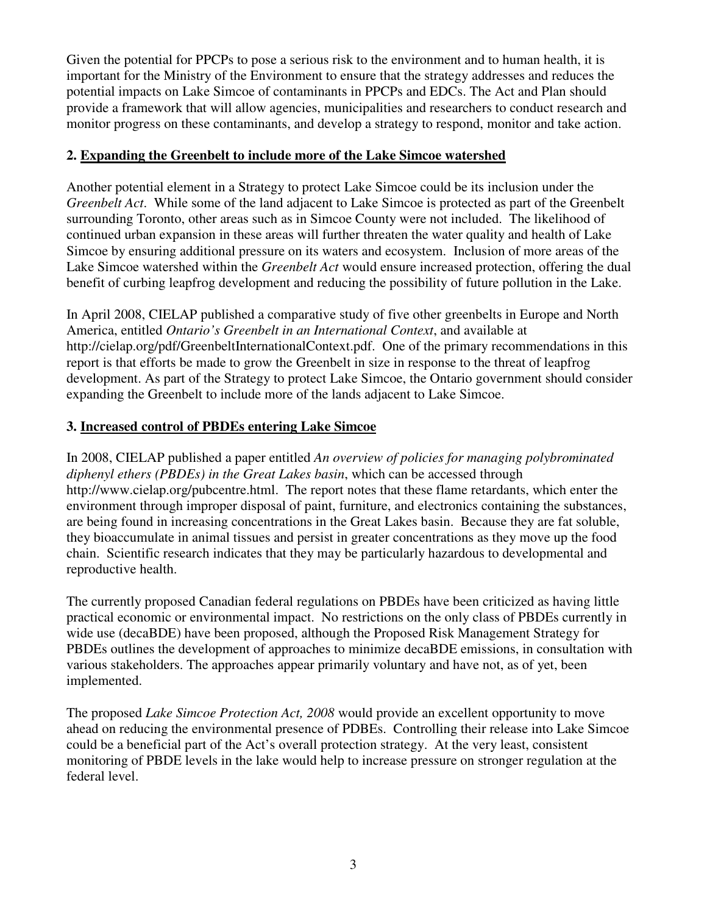Given the potential for PPCPs to pose a serious risk to the environment and to human health, it is important for the Ministry of the Environment to ensure that the strategy addresses and reduces the potential impacts on Lake Simcoe of contaminants in PPCPs and EDCs. The Act and Plan should provide a framework that will allow agencies, municipalities and researchers to conduct research and monitor progress on these contaminants, and develop a strategy to respond, monitor and take action.

### 2. Expanding the Greenbelt to include more of the Lake Simcoe watershed

Another potential element in a Strategy to protect Lake Simcoe could be its inclusion under the *Greenbelt Act*. While some of the land adjacent to Lake Simcoe is protected as part of the Greenbelt surrounding Toronto, other areas such as in Simcoe County were not included. The likelihood of continued urban expansion in these areas will further threaten the water quality and health of Lake Simcoe by ensuring additional pressure on its waters and ecosystem. Inclusion of more areas of the Lake Simcoe watershed within the *Greenbelt Act* would ensure increased protection, offering the dual benefit of curbing leapfrog development and reducing the possibility of future pollution in the Lake.

In April 2008, CIELAP published a comparative study of five other greenbelts in Europe and North America, entitled *Ontario's Greenbelt in an International Context*, and available at http://cielap.org/pdf/GreenbeltInternationalContext.pdf. One of the primary recommendations in this report is that efforts be made to grow the Greenbelt in size in response to the threat of leapfrog development. As part of the Strategy to protect Lake Simcoe, the Ontario government should consider expanding the Greenbelt to include more of the lands adjacent to Lake Simcoe.

### 3. Increased control of PBDEs entering Lake Simcoe

In 2008, CIELAP published a paper entitled *An overview of policies for managing polybrominated diphenyl ethers (PBDEs) in the Great Lakes basin*, which can be accessed through http://www.cielap.org/pubcentre.html. The report notes that these flame retardants, which enter the environment through improper disposal of paint, furniture, and electronics containing the substances, are being found in increasing concentrations in the Great Lakes basin. Because they are fat soluble, they bioaccumulate in animal tissues and persist in greater concentrations as they move up the food chain. Scientific research indicates that they may be particularly hazardous to developmental and reproductive health.

The currently proposed Canadian federal regulations on PBDEs have been criticized as having little practical economic or environmental impact. No restrictions on the only class of PBDEs currently in wide use (decaBDE) have been proposed, although the Proposed Risk Management Strategy for PBDEs outlines the development of approaches to minimize decaBDE emissions, in consultation with various stakeholders. The approaches appear primarily voluntary and have not, as of yet, been implemented.

The proposed *Lake Simcoe Protection Act, 2008* would provide an excellent opportunity to move ahead on reducing the environmental presence of PDBEs. Controlling their release into Lake Simcoe could be a beneficial part of the Act's overall protection strategy. At the very least, consistent monitoring of PBDE levels in the lake would help to increase pressure on stronger regulation at the federal level.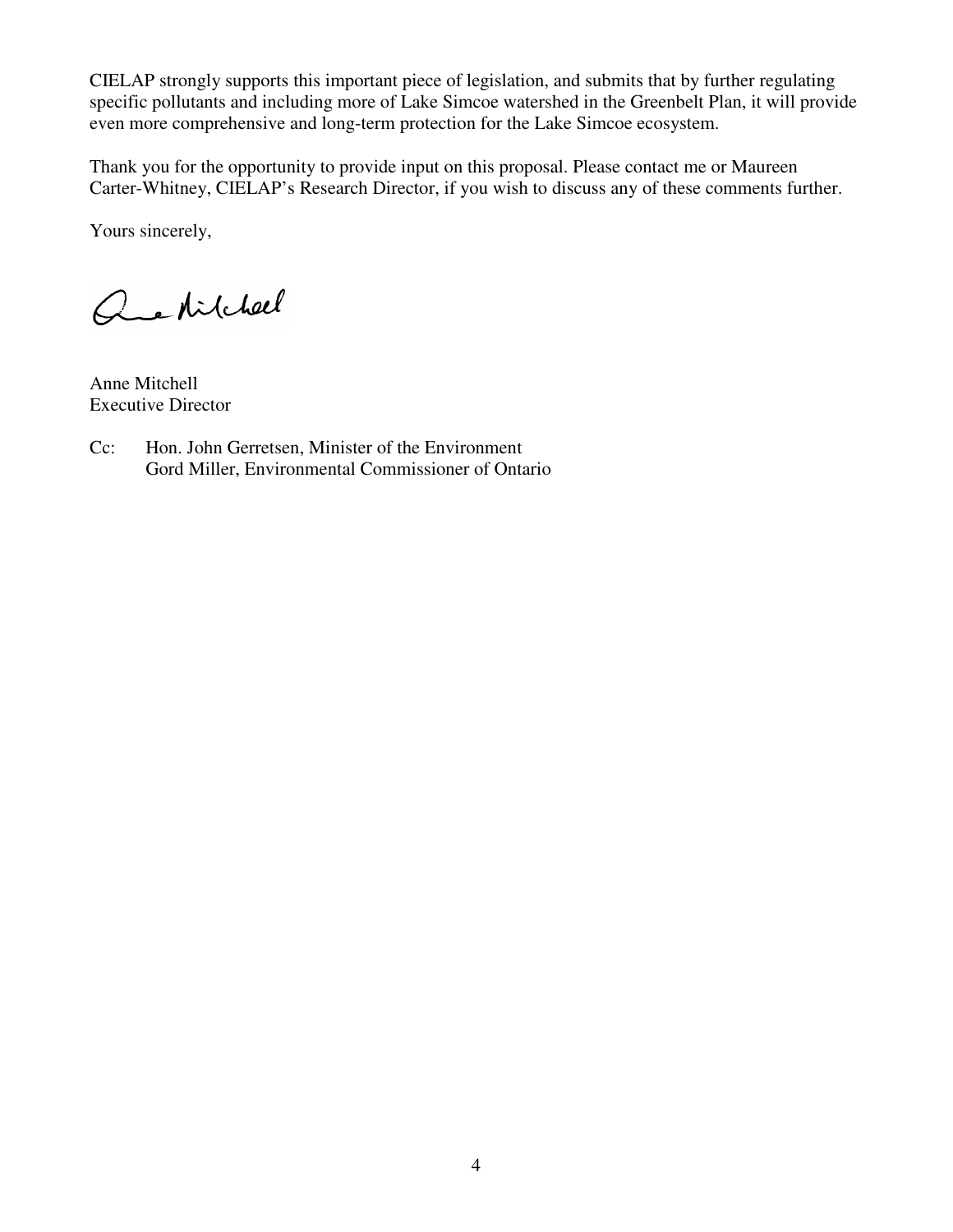CIELAP strongly supports this important piece of legislation, and submits that by further regulating specific pollutants and including more of Lake Simcoe watershed in the Greenbelt Plan, it will provide even more comprehensive and long-term protection for the Lake Simcoe ecosystem.

Thank you for the opportunity to provide input on this proposal. Please contact me or Maureen Carter-Whitney, CIELAP's Research Director, if you wish to discuss any of these comments further.

Yours sincerely,

Anne Mitchell
Executive Director

Cc: Hon. John Gerretsen, Minister of the Environment
Gord Miller, Environmental Commissioner of Ontario